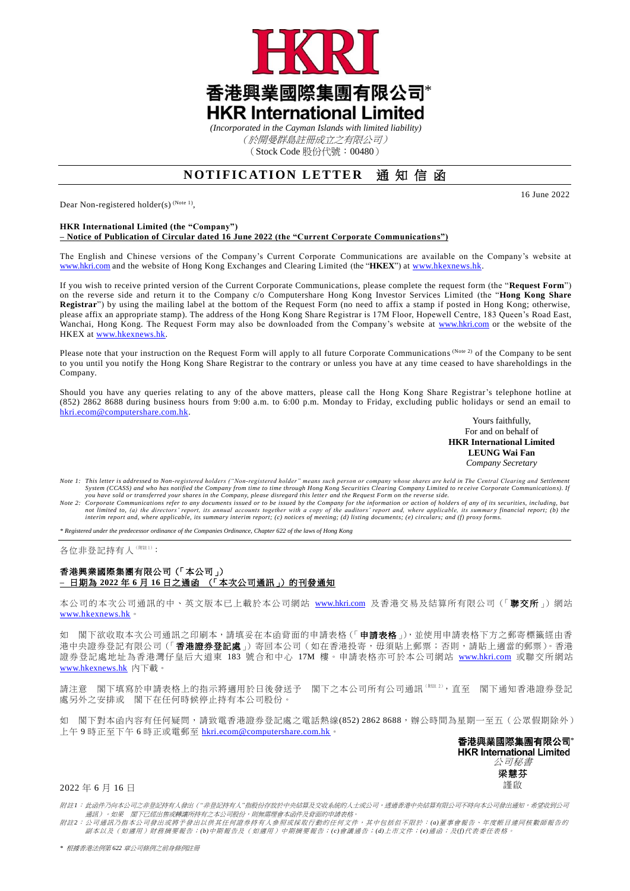# 香港興業國際集團有限公司*
# HKR International Limited

*(Incorporated in the Cayman Islands with limited liability)*
*（於開曼群島註冊成立之有限公司）*
（Stock Code 股份代號：00480）

## NOTIFICATION LETTER 通知信函

16 June 2022

Dear Non-registered holder(s) (Note 1),

**HKR International Limited (the "Company")**
**– Notice of Publication of Circular dated 16 June 2022 (the "Current Corporate Communications")**

The English and Chinese versions of the Company's Current Corporate Communications are available on the Company's website at www.hkri.com and the website of Hong Kong Exchanges and Clearing Limited (the "**HKEX**") at www.hkexnews.hk.

If you wish to receive printed version of the Current Corporate Communications, please complete the request form (the "**Request Form**") on the reverse side and return it to the Company c/o Computershare Hong Kong Investor Services Limited (the "**Hong Kong Share Registrar**") by using the mailing label at the bottom of the Request Form (no need to affix a stamp if posted in Hong Kong; otherwise, please affix an appropriate stamp). The address of the Hong Kong Share Registrar is 17M Floor, Hopewell Centre, 183 Queen's Road East, Wanchai, Hong Kong. The Request Form may also be downloaded from the Company's website at www.hkri.com or the website of the HKEX at www.hkexnews.hk.

Please note that your instruction on the Request Form will apply to all future Corporate Communications (Note 2) of the Company to be sent to you until you notify the Hong Kong Share Registrar to the contrary or unless you have at any time ceased to have shareholdings in the Company.

Should you have any queries relating to any of the above matters, please call the Hong Kong Share Registrar's telephone hotline at (852) 2862 8688 during business hours from 9:00 a.m. to 6:00 p.m. Monday to Friday, excluding public holidays or send an email to hkri.ecom@computershare.com.hk.

Yours faithfully,
For and on behalf of
**HKR International Limited**
**LEUNG Wai Fan**
*Company Secretary*

*Note 1: This letter is addressed to Non-registered holders ("Non-registered holder" means such person or company whose shares are held in The Central Clearing and Settlement System (CCASS) and who has notified the Company from time to time through Hong Kong Securities Clearing Company Limited to receive Corporate Communications). If you have sold or transferred your shares in the Company, please disregard this letter and the Request Form on the reverse side.*

*Note 2: Corporate Communications refer to any documents issued or to be issued by the Company for the information or action of holders of any of its securities, including, but not limited to, (a) the directors' report, its annual accounts together with a copy of the auditors' report and, where applicable, its summary financial report; (b) the interim report and, where applicable, its summary interim report; (c) notices of meeting; (d) listing documents; (e) circulars; and (f) proxy forms.*

*\* Registered under the predecessor ordinance of the Companies Ordinance, Chapter 622 of the laws of Hong Kong*

---

各位非登記持有人（附註1）：

**香港興業國際集團有限公司（「本公司」）**
**– 日期為 2022 年 6 月 16 日之通函 （「本次公司通訊」）的刊發通知**

本公司的本次公司通訊的中、英文版本已上載於本公司網站 www.hkri.com 及香港交易及結算所有限公司（「**聯交所**」）網站 www.hkexnews.hk。

如 閣下欲收取本次公司通訊之印刷本，請填妥在本函背面的申請表格（「**申請表格**」），並使用申請表格下方之郵寄標籤經由香港中央證券登記有限公司（「**香港證券登記處**」）寄回本公司（如在香港投寄，毋須貼上郵票；否則，請貼上適當的郵票）。香港證券登記處地址為香港灣仔皇后大道東 183 號合和中心 17M 樓。申請表格亦可於本公司網站 www.hkri.com 或聯交所網站 www.hkexnews.hk 內下載。

請注意 閣下填寫於申請表格上的指示將適用於日後發送予 閣下之本公司所有公司通訊（附註2），直至 閣下通知香港證券登記處另外之安排或 閣下在任何時候停止持有本公司股份。

如 閣下對本函內容有任何疑問，請致電香港證券登記處之電話熱線(852) 2862 8688，辦公時間為星期一至五（公眾假期除外）上午 9 時正至下午 6 時正或電郵至 hkri.ecom@computershare.com.hk。

**香港興業國際集團有限公司***
**HKR International Limited**
*公司秘書*
**梁慧芬**
謹啟

2022 年 6 月 16 日

*附註1：此函件乃向本公司之非登記持有人發出（"非登記持有人"指股份存放於中央結算及交收系統的人士或公司，透過香港中央結算有限公司不時向本公司發出通知，希望收到公司通訊）。如果 閣下已經出售或轉讓所持有之本公司股份，則無需理會本函件及背面的申請表格。*

*附註2：公司通訊乃指本公司發出或將予發出以供其任何證券持有人參照或採取行動的任何文件，其中包括但不限於：(a)董事會報告、年度帳目連同核數師報告的副本以及（如適用）財務摘要報告；(b)中期報告及（如適用）中期摘要報告；(c)會議通告；(d)上市文件；(e)通函；及(f)代表委任表格。*

*\* 根據香港法例第 622 章公司條例之前身條例註冊*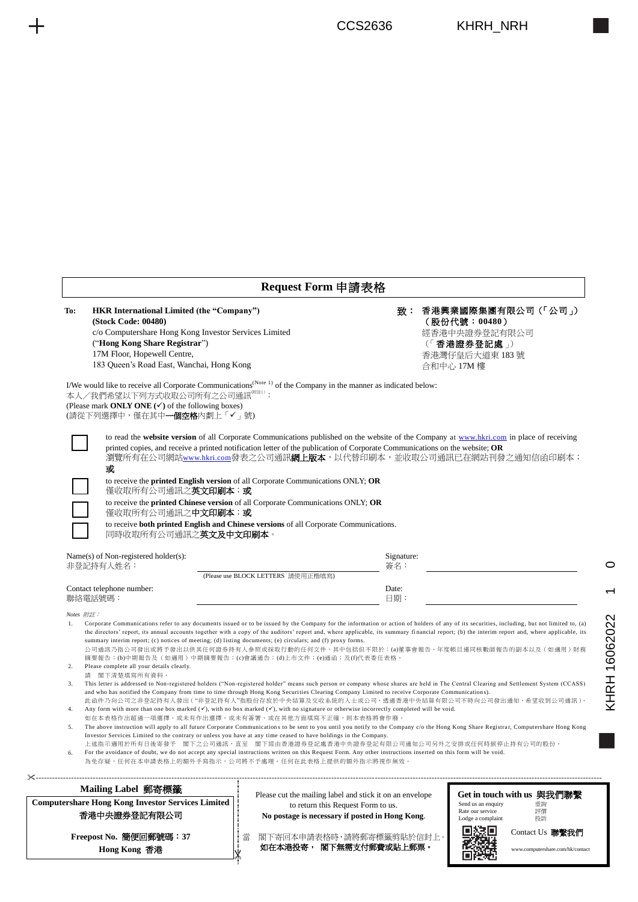# Request Form 申請表格

**To: HKR International Limited (the "Company")**
**(Stock Code: 00480)**
c/o Computershare Hong Kong Investor Services Limited
("**Hong Kong Share Registrar**")
17M Floor, Hopewell Centre,
183 Queen's Road East, Wanchai, Hong Kong

**致：香港興業國際集團有限公司（「公司」）**
**（股份代號：00480）**
經香港中央證券登記有限公司
（「**香港證券登記處**」）
香港灣仔皇后大道東 183 號
合和中心 17M 樓

I/We would like to receive all Corporate Communications(Note 1) of the Company in the manner as indicated below:
本人╱我們希望以下列方式收取公司所有之公司通訊(附註1)：
(Please mark **ONLY ONE** (✓) of the following boxes)
(請從下列選擇中，僅在其中**一個空格**內劃上「✓」號)

☐ to read the **website version** of all Corporate Communications published on the website of the Company at www.hkri.com in place of receiving printed copies, and receive a printed notification letter of the publication of Corporate Communications on the website; **OR**
瀏覽所有在公司網站www.hkri.com發表之公司通訊**網上版本**，以代替印刷本，並收取公司通訊已在網站刊發之通知信函印刷本；**或**

☐ to receive the **printed English version** of all Corporate Communications ONLY; **OR**
僅收取所有公司通訊之**英文印刷本；或**

☐ to receive the **printed Chinese version** of all Corporate Communications ONLY; **OR**
僅收取所有公司通訊之**中文印刷本；或**

☐ to receive **both printed English and Chinese versions** of all Corporate Communications.
同時收取所有公司通訊之**英文及中文印刷本**。

Name(s) of Non-registered holder(s):
非登記持有人姓名： ______________________
(Please use BLOCK LETTERS 請使用正楷填寫)

Signature:
簽名： ______________________

Contact telephone number:
聯絡電話號碼： ______________________

Date:
日期： ______________________

*Notes 附註：*

1. Corporate Communications refer to any documents issued or to be issued by the Company for the information or action of holders of any of its securities, including, but not limited to, (a) the directors' report, its annual accounts together with a copy of the auditors' report and, where applicable, its summary financial report; (b) the interim report and, where applicable, its summary interim report; (c) notices of meeting; (d) listing documents; (e) circulars; and (f) proxy forms.
公司通訊乃指公司發出或將予發出以供其任何證券持有人參照或採取行動的任何文件，其中包括但不限於：(a)董事會報告、年度帳目連同核數師報告的副本以及（如適用）財務摘要報告；(b)中期報告及（如適用）中期摘要報告；(c)會議通告；(d)上市文件；(e)通函；及(f)代表委任表格。
2. Please complete all your details clearly.
請 閣下清楚填寫所有資料。
3. This letter is addressed to Non-registered holders ("Non-registered holder" means such person or company whose shares are held in The Central Clearing and Settlement System (CCASS) and who has notified the Company from time to time through Hong Kong Securities Clearing Company Limited to receive Corporate Communications).
此函件乃向公司之非登記持有人發出（"非登記持有人"指股份存放於中央結算及交收系統的人士或公司，透過香港中央結算有限公司不時向公司發出通知，希望收到公司通訊）。
4. Any form with more than one box marked (✓), with no box marked (✓), with no signature or otherwise incorrectly completed will be void.
如在本表格作出超過一項選擇、或未有作出選擇、或未有簽署、或在其他方面填寫不正確，則本表格將會作廢。
5. The above instruction will apply to all future Corporate Communications to be sent to you until you notify to the Company c/o the Hong Kong Share Registrar, Computershare Hong Kong Investor Services Limited to the contrary or unless you have at any time ceased to have holdings in the Company.
上述指示適用於將來所有日後寄發予 閣下之公司通訊，直至 閣下經由香港證券登記處香港中央證券登記有限公司通知公司另外之安排或任何時候停止持有公司的股份。
6. For the avoidance of doubt, we do not accept any special instructions written on this Request Form. Any other instructions inserted on this form will be void.
為免存疑，任何在本申請表格上的額外手寫指示，公司將不予處理。任何在此表格上提供的額外指示將視作無效。

---

**Mailing Label 郵寄標籤**
**Computershare Hong Kong Investor Services Limited**
**香港中央證券登記有限公司**
**Freepost No. 簡便回郵號碼：37**
**Hong Kong 香港**

Please cut the mailing label and stick it on an envelope to return this Request Form to us.
**No postage is necessary if posted in Hong Kong.**
當 閣下寄回本申請表格時，請將郵寄標籤剪貼於信封上。
**如在本港投寄， 閣下無需支付郵費或貼上郵票。**

**Get in touch with us 與我們聯繫**
Send us an enquiry 查詢
Rate our service 評價
Lodge a complaint 投訴
Contact Us **聯繫我們**
www.computershare.com/hk/contact